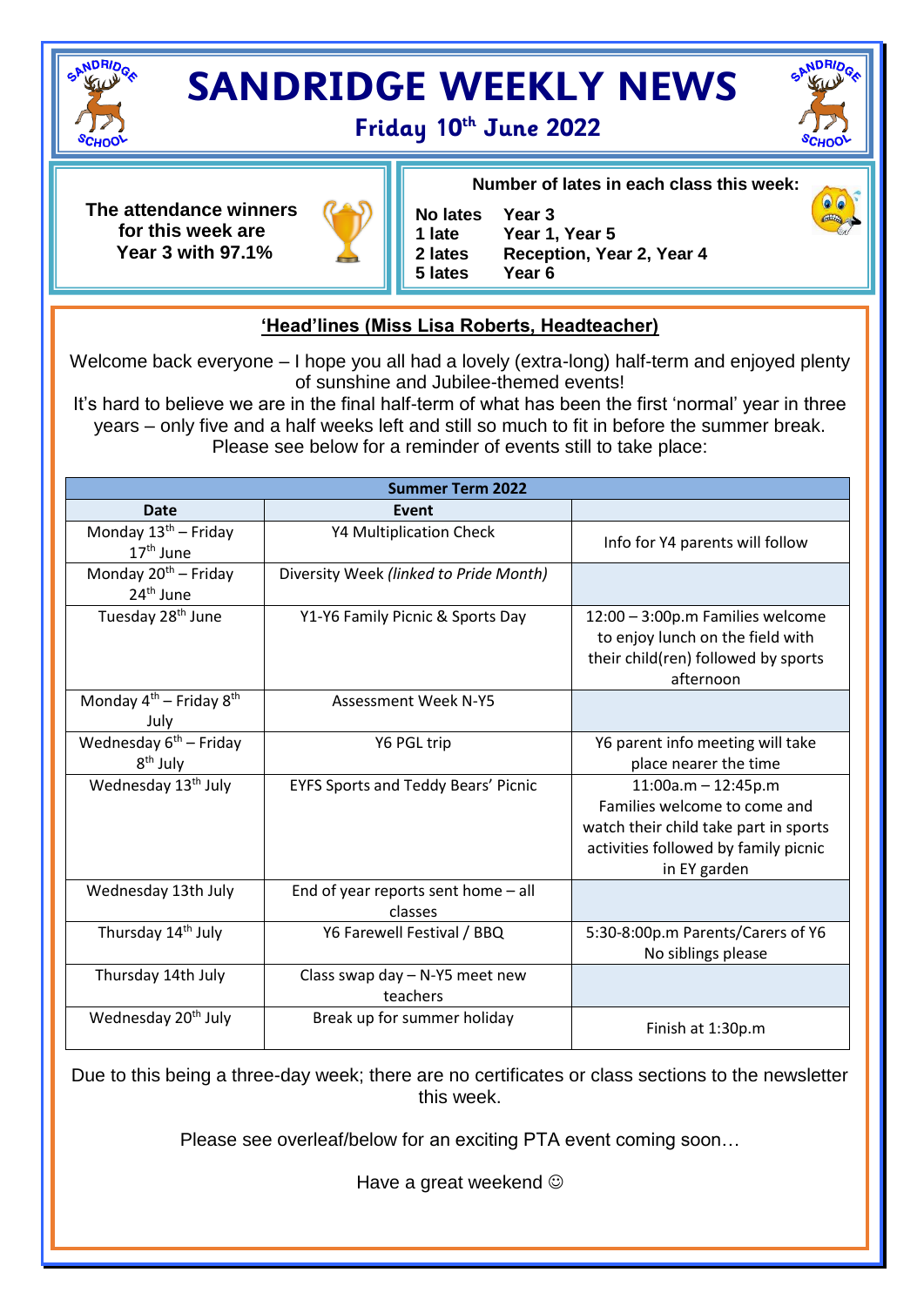# SANDRIDGE WEEKLY NEWS

## Friday 10th June 2022

**The attendance winners for this week are Year 3 with 97.1%**

**Number of lates in each class this week:**

| | |
|---|---|
| **No lates** | **Year 3** |
| **1 late** | **Year 1, Year 5** |
| **2 lates** | **Reception, Year 2, Year 4** |
| **5 lates** | **Year 6** |

### 'Head'lines (Miss Lisa Roberts, Headteacher)

Welcome back everyone – I hope you all had a lovely (extra-long) half-term and enjoyed plenty of sunshine and Jubilee-themed events!

It's hard to believe we are in the final half-term of what has been the first 'normal' year in three years – only five and a half weeks left and still so much to fit in before the summer break. Please see below for a reminder of events still to take place:

| Summer Term 2022 | | |
|---|---|---|
| **Date** | **Event** | |
| Monday 13th – Friday 17th June | Y4 Multiplication Check | Info for Y4 parents will follow |
| Monday 20th – Friday 24th June | Diversity Week *(linked to Pride Month)* | |
| Tuesday 28th June | Y1-Y6 Family Picnic & Sports Day | 12:00 – 3:00p.m Families welcome to enjoy lunch on the field with their child(ren) followed by sports afternoon |
| Monday 4th – Friday 8th July | Assessment Week N-Y5 | |
| Wednesday 6th – Friday 8th July | Y6 PGL trip | Y6 parent info meeting will take place nearer the time |
| Wednesday 13th July | EYFS Sports and Teddy Bears' Picnic | 11:00a.m – 12:45p.m Families welcome to come and watch their child take part in sports activities followed by family picnic in EY garden |
| Wednesday 13th July | End of year reports sent home – all classes | |
| Thursday 14th July | Y6 Farewell Festival / BBQ | 5:30-8:00p.m Parents/Carers of Y6 No siblings please |
| Thursday 14th July | Class swap day – N-Y5 meet new teachers | |
| Wednesday 20th July | Break up for summer holiday | Finish at 1:30p.m |

Due to this being a three-day week; there are no certificates or class sections to the newsletter this week.

Please see overleaf/below for an exciting PTA event coming soon…

Have a great weekend ☺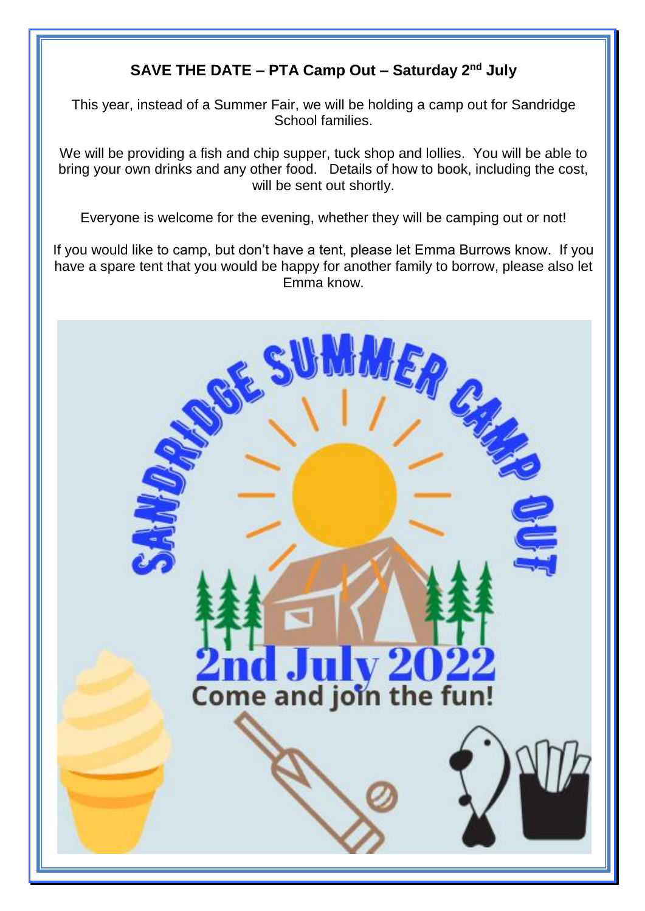**SAVE THE DATE – PTA Camp Out – Saturday 2nd July**

This year, instead of a Summer Fair, we will be holding a camp out for Sandridge School families.

We will be providing a fish and chip supper, tuck shop and lollies. You will be able to bring your own drinks and any other food. Details of how to book, including the cost, will be sent out shortly.

Everyone is welcome for the evening, whether they will be camping out or not!

If you would like to camp, but don't have a tent, please let Emma Burrows know. If you have a spare tent that you would be happy for another family to borrow, please also let Emma know.

SANDRIDGE SUMMER CAMP OUT

2nd July 2022

Come and join the fun!